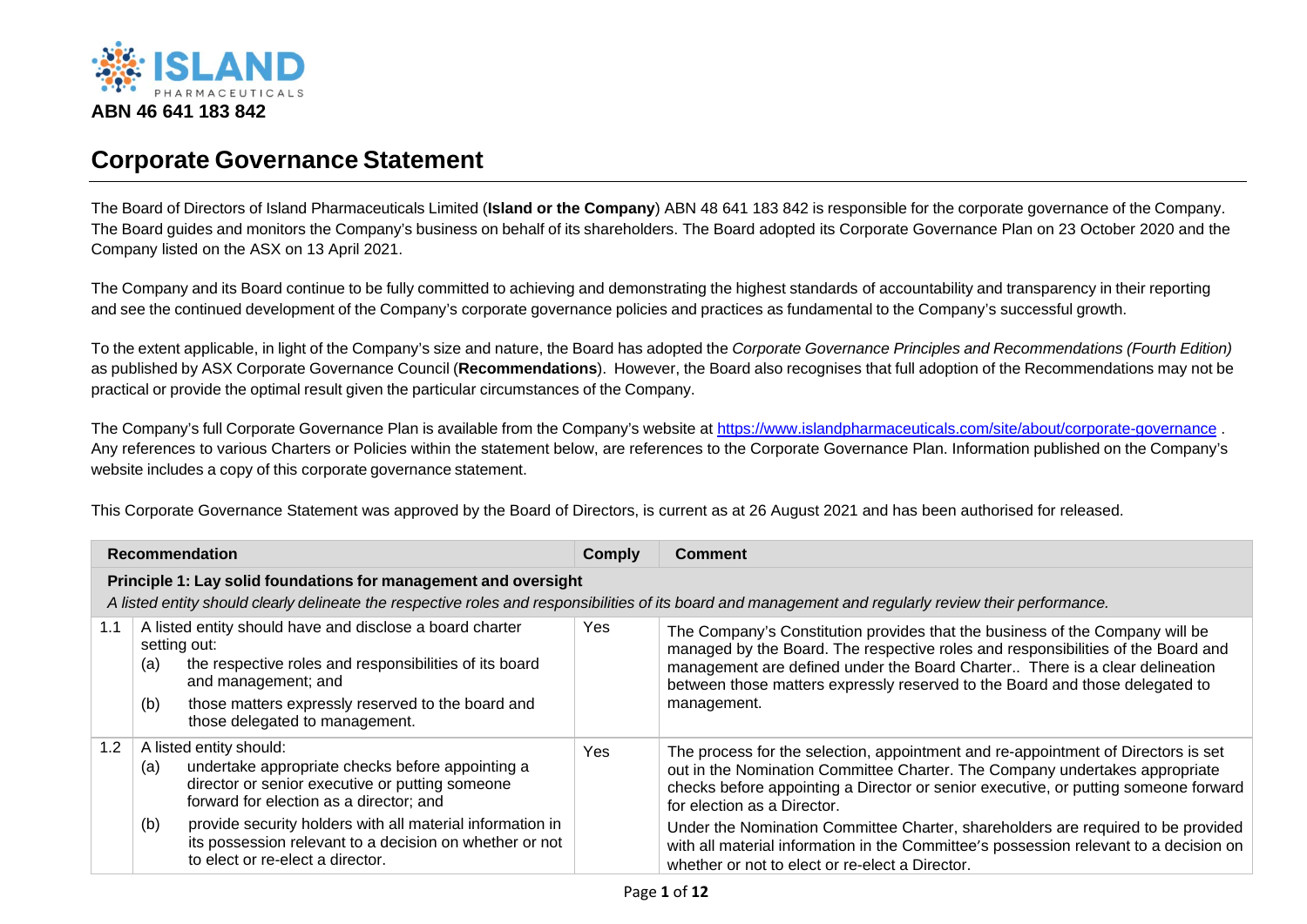ISLAND PHARMACEUTICALS

**ABN 46 641 183 842**

# Corporate Governance Statement

The Board of Directors of Island Pharmaceuticals Limited (**Island or the Company**) ABN 48 641 183 842 is responsible for the corporate governance of the Company. The Board guides and monitors the Company's business on behalf of its shareholders. The Board adopted its Corporate Governance Plan on 23 October 2020 and the Company listed on the ASX on 13 April 2021.

The Company and its Board continue to be fully committed to achieving and demonstrating the highest standards of accountability and transparency in their reporting and see the continued development of the Company's corporate governance policies and practices as fundamental to the Company's successful growth.

To the extent applicable, in light of the Company's size and nature, the Board has adopted the *Corporate Governance Principles and Recommendations (Fourth Edition)* as published by ASX Corporate Governance Council (**Recommendations**). However, the Board also recognises that full adoption of the Recommendations may not be practical or provide the optimal result given the particular circumstances of the Company.

The Company's full Corporate Governance Plan is available from the Company's website at https://www.islandpharmaceuticals.com/site/about/corporate-governance . Any references to various Charters or Policies within the statement below, are references to the Corporate Governance Plan. Information published on the Company's website includes a copy of this corporate governance statement.

This Corporate Governance Statement was approved by the Board of Directors, is current as at 26 August 2021 and has been authorised for released.

| | Recommendation | Comply | Comment |
|---|---|---|---|
| **Principle 1: Lay solid foundations for management and oversight** *A listed entity should clearly delineate the respective roles and responsibilities of its board and management and regularly review their performance.* | | | |
| 1.1 | A listed entity should have and disclose a board charter setting out:<br>(a) the respective roles and responsibilities of its board and management; and<br>(b) those matters expressly reserved to the board and those delegated to management. | Yes | The Company's Constitution provides that the business of the Company will be managed by the Board. The respective roles and responsibilities of the Board and management are defined under the Board Charter.. There is a clear delineation between those matters expressly reserved to the Board and those delegated to management. |
| 1.2 | A listed entity should:<br>(a) undertake appropriate checks before appointing a director or senior executive or putting someone forward for election as a director; and<br>(b) provide security holders with all material information in its possession relevant to a decision on whether or not to elect or re-elect a director. | Yes | The process for the selection, appointment and re-appointment of Directors is set out in the Nomination Committee Charter. The Company undertakes appropriate checks before appointing a Director or senior executive, or putting someone forward for election as a Director.<br>Under the Nomination Committee Charter, shareholders are required to be provided with all material information in the Committee's possession relevant to a decision on whether or not to elect or re-elect a Director. |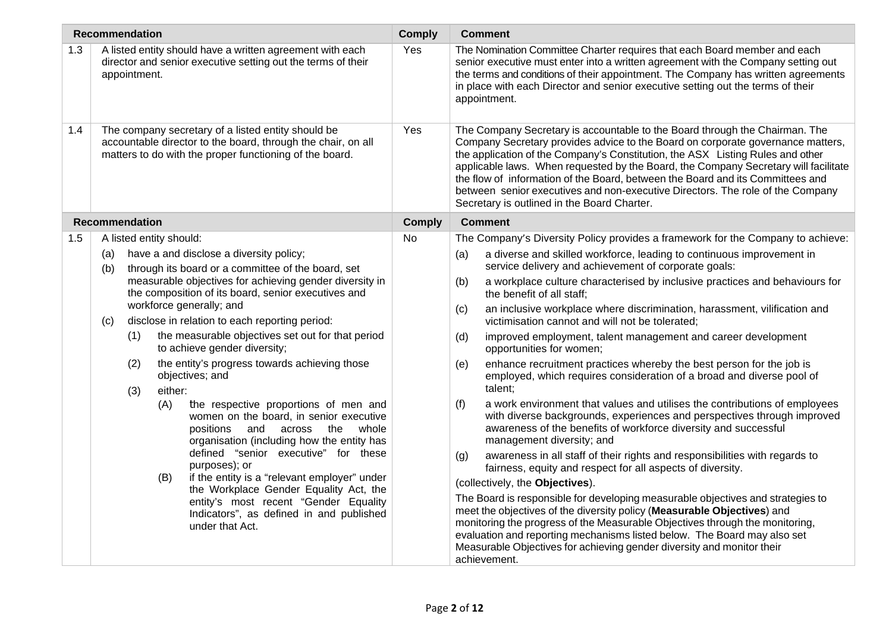| Recommendation | | Comply | Comment |
|---|---|---|---|
| 1.3 | A listed entity should have a written agreement with each director and senior executive setting out the terms of their appointment. | Yes | The Nomination Committee Charter requires that each Board member and each senior executive must enter into a written agreement with the Company setting out the terms and conditions of their appointment. The Company has written agreements in place with each Director and senior executive setting out the terms of their appointment. |
| 1.4 | The company secretary of a listed entity should be accountable director to the board, through the chair, on all matters to do with the proper functioning of the board. | Yes | The Company Secretary is accountable to the Board through the Chairman. The Company Secretary provides advice to the Board on corporate governance matters, the application of the Company's Constitution, the ASX Listing Rules and other applicable laws. When requested by the Board, the Company Secretary will facilitate the flow of information of the Board, between the Board and its Committees and between senior executives and non-executive Directors. The role of the Company Secretary is outlined in the Board Charter. |

| Recommendation | | Comply | Comment |
|---|---|---|---|
| 1.5 | A listed entity should:<br>(a) have a and disclose a diversity policy;<br>(b) through its board or a committee of the board, set measurable objectives for achieving gender diversity in the composition of its board, senior executives and workforce generally; and<br>(c) disclose in relation to each reporting period:<br>(1) the measurable objectives set out for that period to achieve gender diversity;<br>(2) the entity's progress towards achieving those objectives; and<br>(3) either:<br>(A) the respective proportions of men and women on the board, in senior executive positions and across the whole organisation (including how the entity has defined "senior executive" for these purposes); or<br>(B) if the entity is a "relevant employer" under the Workplace Gender Equality Act, the entity's most recent "Gender Equality Indicators", as defined in and published under that Act. | No | The Company's Diversity Policy provides a framework for the Company to achieve:<br>(a) a diverse and skilled workforce, leading to continuous improvement in service delivery and achievement of corporate goals:<br>(b) a workplace culture characterised by inclusive practices and behaviours for the benefit of all staff;<br>(c) an inclusive workplace where discrimination, harassment, vilification and victimisation cannot and will not be tolerated;<br>(d) improved employment, talent management and career development opportunities for women;<br>(e) enhance recruitment practices whereby the best person for the job is employed, which requires consideration of a broad and diverse pool of talent;<br>(f) a work environment that values and utilises the contributions of employees with diverse backgrounds, experiences and perspectives through improved awareness of the benefits of workforce diversity and successful management diversity; and<br>(g) awareness in all staff of their rights and responsibilities with regards to fairness, equity and respect for all aspects of diversity.<br>(collectively, the **Objectives**).<br>The Board is responsible for developing measurable objectives and strategies to meet the objectives of the diversity policy (**Measurable Objectives**) and monitoring the progress of the Measurable Objectives through the monitoring, evaluation and reporting mechanisms listed below. The Board may also set Measurable Objectives for achieving gender diversity and monitor their achievement. |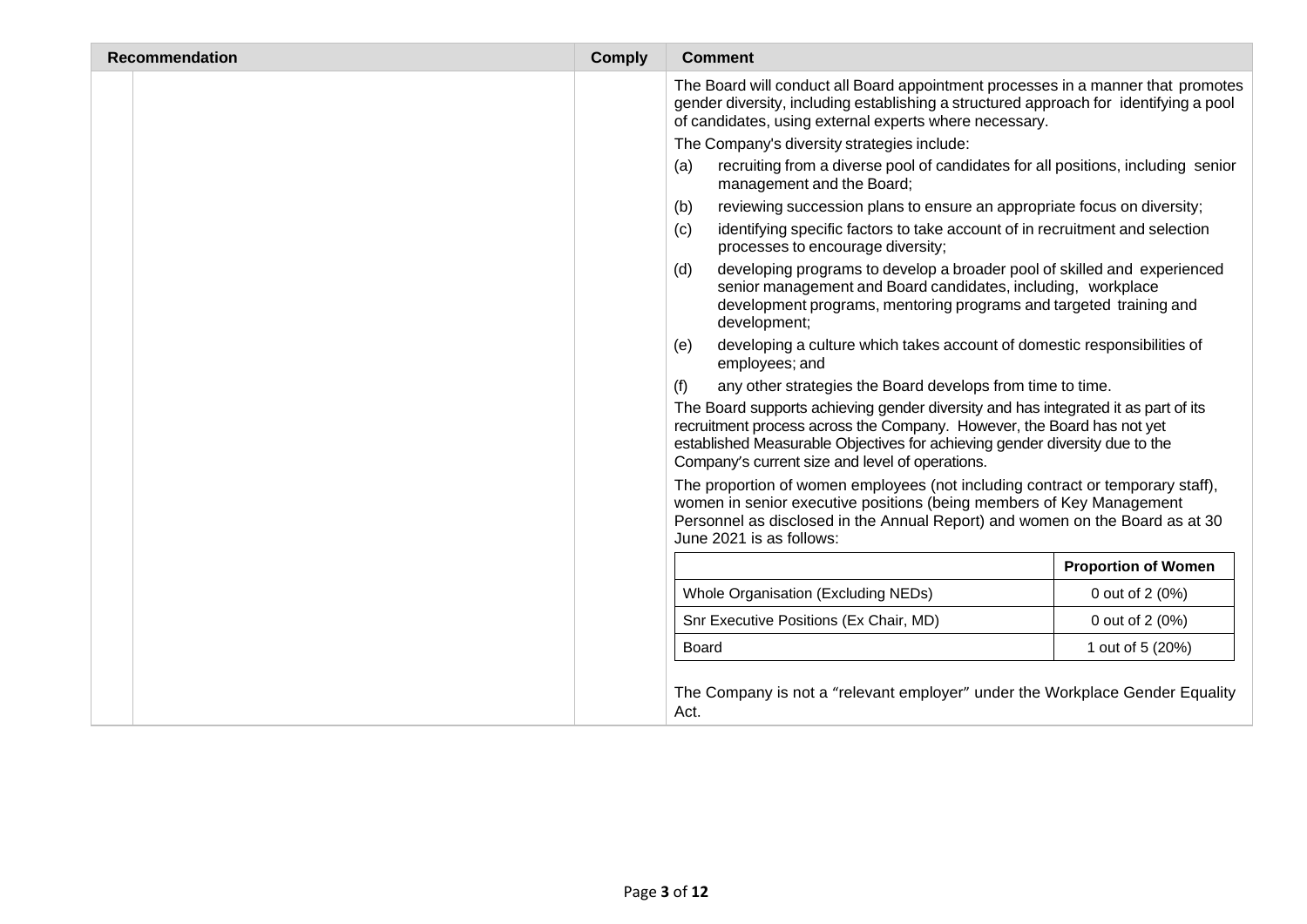| Recommendation | | Comply | Comment |
|---|---|---|---|
| | | | The Board will conduct all Board appointment processes in a manner that promotes gender diversity, including establishing a structured approach for identifying a pool of candidates, using external experts where necessary. |

The Company's diversity strategies include:

(a) recruiting from a diverse pool of candidates for all positions, including senior management and the Board;

(b) reviewing succession plans to ensure an appropriate focus on diversity;

(c) identifying specific factors to take account of in recruitment and selection processes to encourage diversity;

(d) developing programs to develop a broader pool of skilled and experienced senior management and Board candidates, including, workplace development programs, mentoring programs and targeted training and development;

(e) developing a culture which takes account of domestic responsibilities of employees; and

(f) any other strategies the Board develops from time to time.

The Board supports achieving gender diversity and has integrated it as part of its recruitment process across the Company. However, the Board has not yet established Measurable Objectives for achieving gender diversity due to the Company's current size and level of operations.

The proportion of women employees (not including contract or temporary staff), women in senior executive positions (being members of Key Management Personnel as disclosed in the Annual Report) and women on the Board as at 30 June 2021 is as follows:

| | Proportion of Women |
|---|---|
| Whole Organisation (Excluding NEDs) | 0 out of 2 (0%) |
| Snr Executive Positions (Ex Chair, MD) | 0 out of 2 (0%) |
| Board | 1 out of 5 (20%) |

The Company is not a "relevant employer" under the Workplace Gender Equality Act.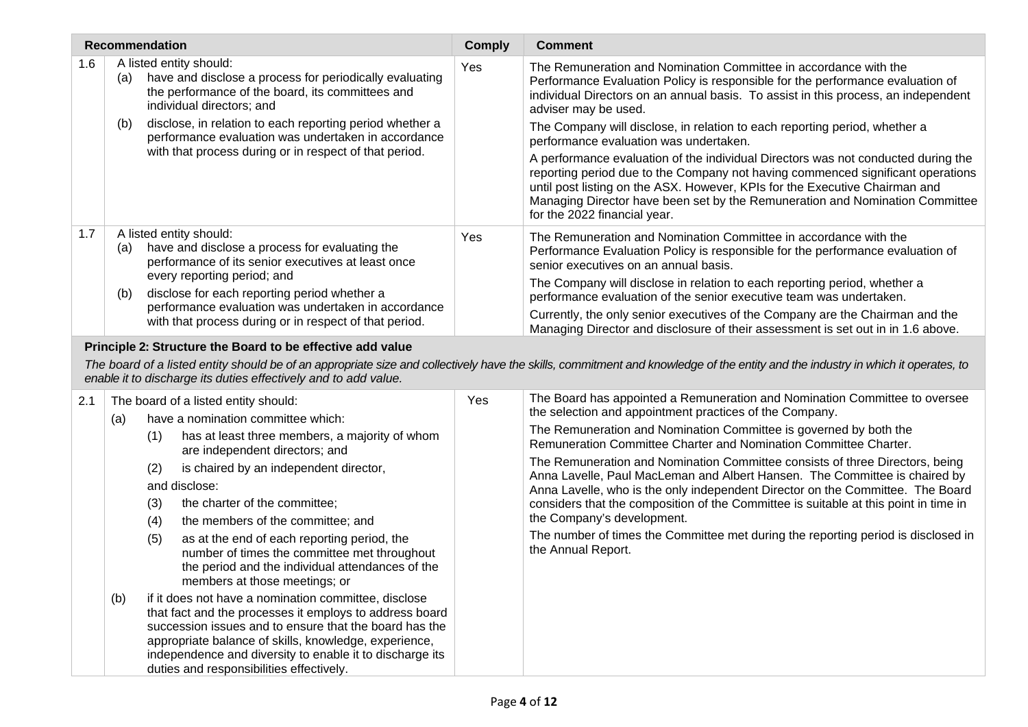| | Recommendation | Comply | Comment |
|---|---|---|---|
| 1.6 | A listed entity should:<br>(a) have and disclose a process for periodically evaluating the performance of the board, its committees and individual directors; and<br>(b) disclose, in relation to each reporting period whether a performance evaluation was undertaken in accordance with that process during or in respect of that period. | Yes | The Remuneration and Nomination Committee in accordance with the Performance Evaluation Policy is responsible for the performance evaluation of individual Directors on an annual basis. To assist in this process, an independent adviser may be used.<br>The Company will disclose, in relation to each reporting period, whether a performance evaluation was undertaken.<br>A performance evaluation of the individual Directors was not conducted during the reporting period due to the Company not having commenced significant operations until post listing on the ASX. However, KPIs for the Executive Chairman and Managing Director have been set by the Remuneration and Nomination Committee for the 2022 financial year. |
| 1.7 | A listed entity should:<br>(a) have and disclose a process for evaluating the performance of its senior executives at least once every reporting period; and<br>(b) disclose for each reporting period whether a performance evaluation was undertaken in accordance with that process during or in respect of that period. | Yes | The Remuneration and Nomination Committee in accordance with the Performance Evaluation Policy is responsible for the performance evaluation of senior executives on an annual basis.<br>The Company will disclose in relation to each reporting period, whether a performance evaluation of the senior executive team was undertaken.<br>Currently, the only senior executives of the Company are the Chairman and the Managing Director and disclosure of their assessment is set out in in 1.6 above. |
| | **Principle 2: Structure the Board to be effective add value**<br>*The board of a listed entity should be of an appropriate size and collectively have the skills, commitment and knowledge of the entity and the industry in which it operates, to enable it to discharge its duties effectively and to add value.* | | |
| 2.1 | The board of a listed entity should:<br>(a) have a nomination committee which:<br>(1) has at least three members, a majority of whom are independent directors; and<br>(2) is chaired by an independent director,<br>and disclose:<br>(3) the charter of the committee;<br>(4) the members of the committee; and<br>(5) as at the end of each reporting period, the number of times the committee met throughout the period and the individual attendances of the members at those meetings; or<br>(b) if it does not have a nomination committee, disclose that fact and the processes it employs to address board succession issues and to ensure that the board has the appropriate balance of skills, knowledge, experience, independence and diversity to enable it to discharge its duties and responsibilities effectively. | Yes | The Board has appointed a Remuneration and Nomination Committee to oversee the selection and appointment practices of the Company.<br>The Remuneration and Nomination Committee is governed by both the Remuneration Committee Charter and Nomination Committee Charter.<br>The Remuneration and Nomination Committee consists of three Directors, being Anna Lavelle, Paul MacLeman and Albert Hansen. The Committee is chaired by Anna Lavelle, who is the only independent Director on the Committee. The Board considers that the composition of the Committee is suitable at this point in time in the Company's development.<br>The number of times the Committee met during the reporting period is disclosed in the Annual Report. |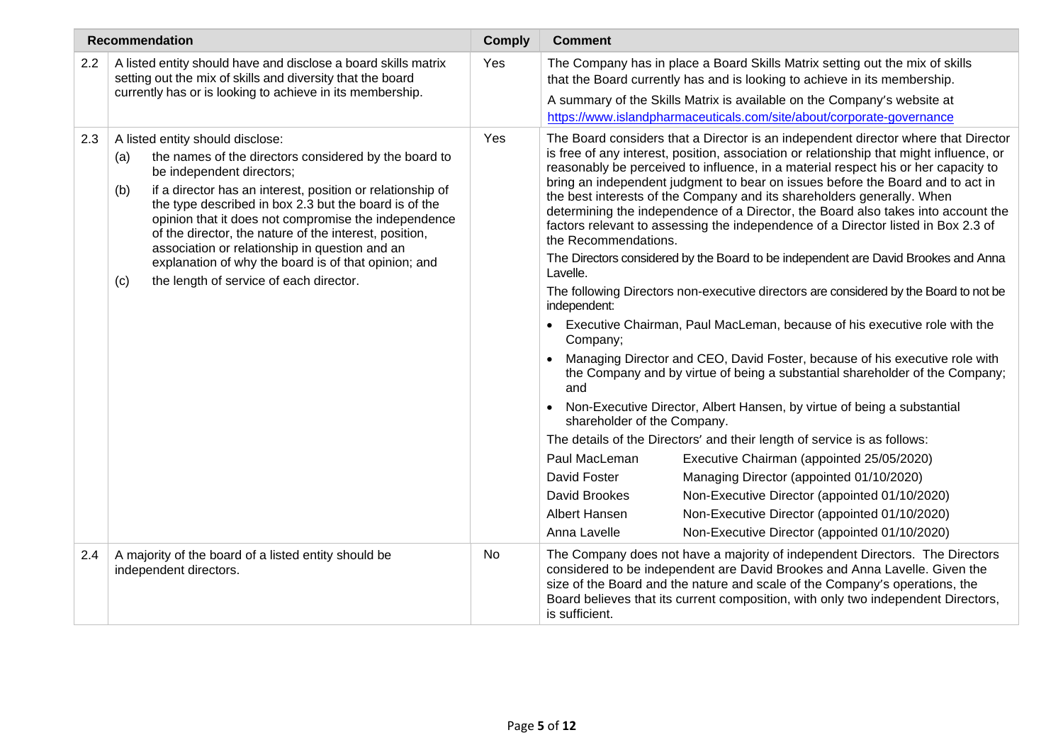| | Recommendation | Comply | Comment |
|---|---|---|---|
| 2.2 | A listed entity should have and disclose a board skills matrix setting out the mix of skills and diversity that the board currently has or is looking to achieve in its membership. | Yes | The Company has in place a Board Skills Matrix setting out the mix of skills that the Board currently has and is looking to achieve in its membership.<br><br>A summary of the Skills Matrix is available on the Company's website at https://www.islandpharmaceuticals.com/site/about/corporate-governance |
| 2.3 | A listed entity should disclose:<br>(a) the names of the directors considered by the board to be independent directors;<br>(b) if a director has an interest, position or relationship of the type described in box 2.3 but the board is of the opinion that it does not compromise the independence of the director, the nature of the interest, position, association or relationship in question and an explanation of why the board is of that opinion; and<br>(c) the length of service of each director. | Yes | The Board considers that a Director is an independent director where that Director is free of any interest, position, association or relationship that might influence, or reasonably be perceived to influence, in a material respect his or her capacity to bring an independent judgment to bear on issues before the Board and to act in the best interests of the Company and its shareholders generally. When determining the independence of a Director, the Board also takes into account the factors relevant to assessing the independence of a Director listed in Box 2.3 of the Recommendations.<br><br>The Directors considered by the Board to be independent are David Brookes and Anna Lavelle.<br><br>The following Directors non-executive directors are considered by the Board to not be independent:<br>• Executive Chairman, Paul MacLeman, because of his executive role with the Company;<br>• Managing Director and CEO, David Foster, because of his executive role with the Company and by virtue of being a substantial shareholder of the Company; and<br>• Non-Executive Director, Albert Hansen, by virtue of being a substantial shareholder of the Company.<br><br>The details of the Directors' and their length of service is as follows:<br>Paul MacLeman — Executive Chairman (appointed 25/05/2020)<br>David Foster — Managing Director (appointed 01/10/2020)<br>David Brookes — Non-Executive Director (appointed 01/10/2020)<br>Albert Hansen — Non-Executive Director (appointed 01/10/2020)<br>Anna Lavelle — Non-Executive Director (appointed 01/10/2020) |
| 2.4 | A majority of the board of a listed entity should be independent directors. | No | The Company does not have a majority of independent Directors. The Directors considered to be independent are David Brookes and Anna Lavelle. Given the size of the Board and the nature and scale of the Company's operations, the Board believes that its current composition, with only two independent Directors, is sufficient. |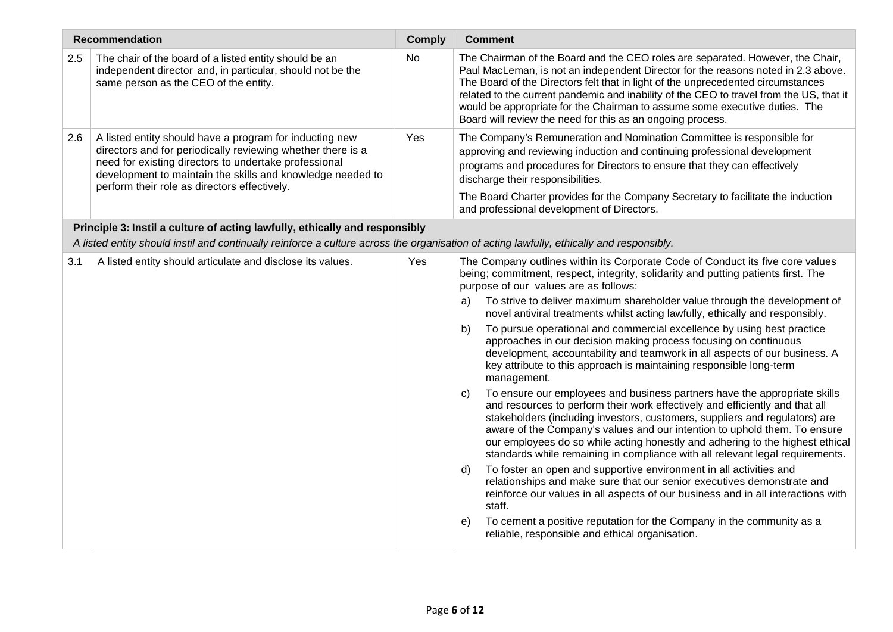| Recommendation | | Comply | Comment |
|---|---|---|---|
| 2.5 | The chair of the board of a listed entity should be an independent director and, in particular, should not be the same person as the CEO of the entity. | No | The Chairman of the Board and the CEO roles are separated. However, the Chair, Paul MacLeman, is not an independent Director for the reasons noted in 2.3 above. The Board of the Directors felt that in light of the unprecedented circumstances related to the current pandemic and inability of the CEO to travel from the US, that it would be appropriate for the Chairman to assume some executive duties. The Board will review the need for this as an ongoing process. |
| 2.6 | A listed entity should have a program for inducting new directors and for periodically reviewing whether there is a need for existing directors to undertake professional development to maintain the skills and knowledge needed to perform their role as directors effectively. | Yes | The Company's Remuneration and Nomination Committee is responsible for approving and reviewing induction and continuing professional development programs and procedures for Directors to ensure that they can effectively discharge their responsibilities.<br><br>The Board Charter provides for the Company Secretary to facilitate the induction and professional development of Directors. |
| **Principle 3: Instil a culture of acting lawfully, ethically and responsibly**<br>*A listed entity should instil and continually reinforce a culture across the organisation of acting lawfully, ethically and responsibly.* | | | |
| 3.1 | A listed entity should articulate and disclose its values. | Yes | The Company outlines within its Corporate Code of Conduct its five core values being; commitment, respect, integrity, solidarity and putting patients first. The purpose of our values are as follows:<br>a) To strive to deliver maximum shareholder value through the development of novel antiviral treatments whilst acting lawfully, ethically and responsibly.<br>b) To pursue operational and commercial excellence by using best practice approaches in our decision making process focusing on continuous development, accountability and teamwork in all aspects of our business. A key attribute to this approach is maintaining responsible long-term management.<br>c) To ensure our employees and business partners have the appropriate skills and resources to perform their work effectively and efficiently and that all stakeholders (including investors, customers, suppliers and regulators) are aware of the Company's values and our intention to uphold them. To ensure our employees do so while acting honestly and adhering to the highest ethical standards while remaining in compliance with all relevant legal requirements.<br>d) To foster an open and supportive environment in all activities and relationships and make sure that our senior executives demonstrate and reinforce our values in all aspects of our business and in all interactions with staff.<br>e) To cement a positive reputation for the Company in the community as a reliable, responsible and ethical organisation. |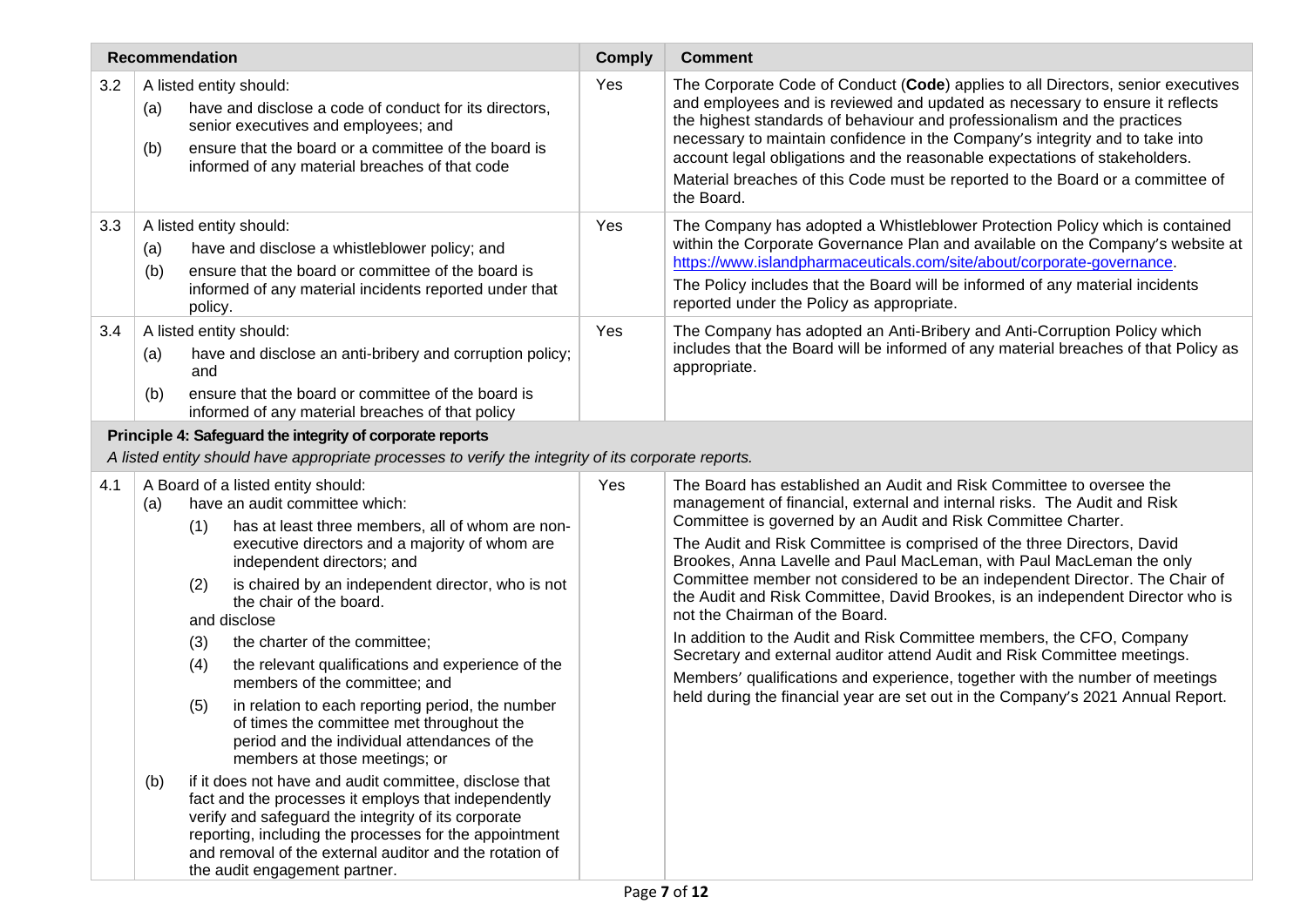| | Recommendation | Comply | Comment |
|---|---|---|---|
| 3.2 | A listed entity should:<br>(a) have and disclose a code of conduct for its directors, senior executives and employees; and<br>(b) ensure that the board or a committee of the board is informed of any material breaches of that code | Yes | The Corporate Code of Conduct (**Code**) applies to all Directors, senior executives and employees and is reviewed and updated as necessary to ensure it reflects the highest standards of behaviour and professionalism and the practices necessary to maintain confidence in the Company's integrity and to take into account legal obligations and the reasonable expectations of stakeholders.<br>Material breaches of this Code must be reported to the Board or a committee of the Board. |
| 3.3 | A listed entity should:<br>(a) have and disclose a whistleblower policy; and<br>(b) ensure that the board or committee of the board is informed of any material incidents reported under that policy. | Yes | The Company has adopted a Whistleblower Protection Policy which is contained within the Corporate Governance Plan and available on the Company's website at https://www.islandpharmaceuticals.com/site/about/corporate-governance.<br>The Policy includes that the Board will be informed of any material incidents reported under the Policy as appropriate. |
| 3.4 | A listed entity should:<br>(a) have and disclose an anti-bribery and corruption policy; and<br>(b) ensure that the board or committee of the board is informed of any material breaches of that policy | Yes | The Company has adopted an Anti-Bribery and Anti-Corruption Policy which includes that the Board will be informed of any material breaches of that Policy as appropriate. |
| **Principle 4: Safeguard the integrity of corporate reports**<br>*A listed entity should have appropriate processes to verify the integrity of its corporate reports.* | | | |
| 4.1 | A Board of a listed entity should:<br>(a) have an audit committee which:<br>(1) has at least three members, all of whom are non-executive directors and a majority of whom are independent directors; and<br>(2) is chaired by an independent director, who is not the chair of the board.<br>and disclose<br>(3) the charter of the committee;<br>(4) the relevant qualifications and experience of the members of the committee; and<br>(5) in relation to each reporting period, the number of times the committee met throughout the period and the individual attendances of the members at those meetings; or<br>(b) if it does not have and audit committee, disclose that fact and the processes it employs that independently verify and safeguard the integrity of its corporate reporting, including the processes for the appointment and removal of the external auditor and the rotation of the audit engagement partner. | Yes | The Board has established an Audit and Risk Committee to oversee the management of financial, external and internal risks. The Audit and Risk Committee is governed by an Audit and Risk Committee Charter.<br>The Audit and Risk Committee is comprised of the three Directors, David Brookes, Anna Lavelle and Paul MacLeman, with Paul MacLeman the only Committee member not considered to be an independent Director. The Chair of the Audit and Risk Committee, David Brookes, is an independent Director who is not the Chairman of the Board.<br>In addition to the Audit and Risk Committee members, the CFO, Company Secretary and external auditor attend Audit and Risk Committee meetings.<br>Members' qualifications and experience, together with the number of meetings held during the financial year are set out in the Company's 2021 Annual Report. |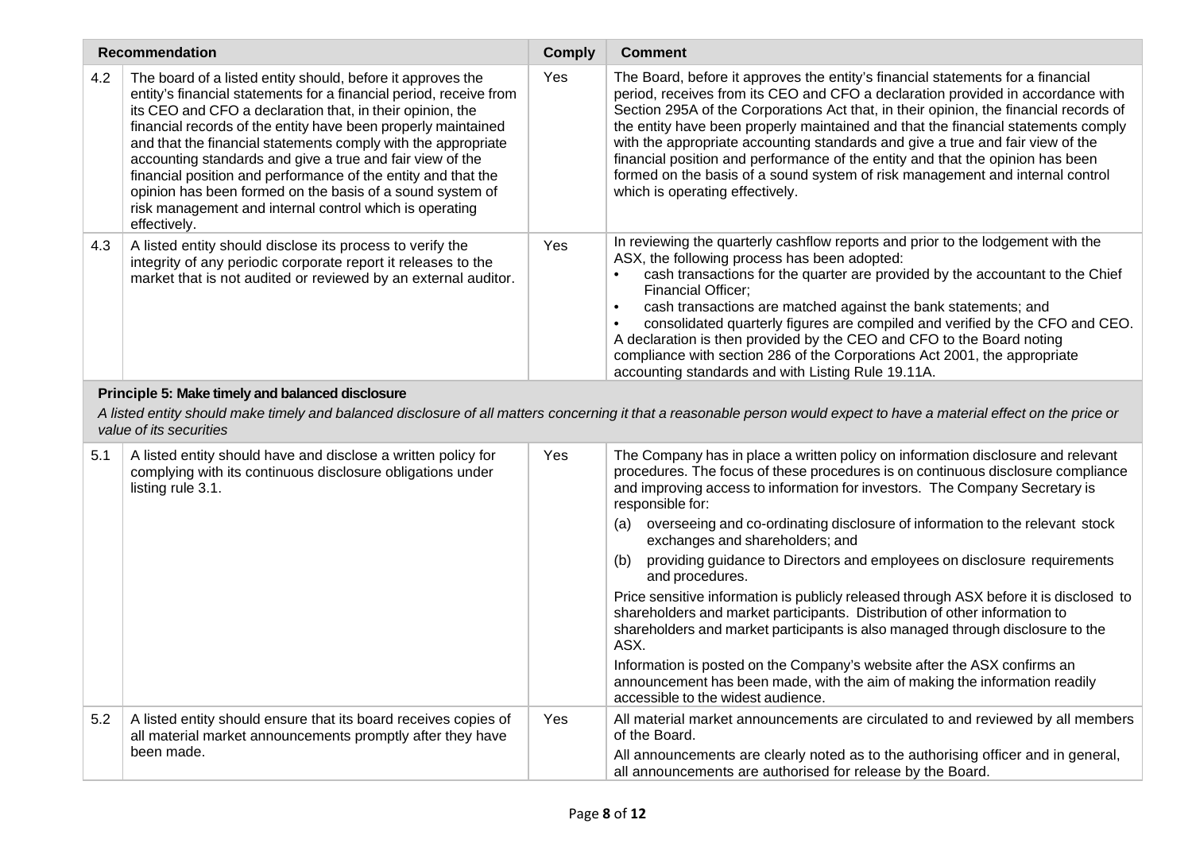| | Recommendation | Comply | Comment |
|---|---|---|---|
| 4.2 | The board of a listed entity should, before it approves the entity's financial statements for a financial period, receive from its CEO and CFO a declaration that, in their opinion, the financial records of the entity have been properly maintained and that the financial statements comply with the appropriate accounting standards and give a true and fair view of the financial position and performance of the entity and that the opinion has been formed on the basis of a sound system of risk management and internal control which is operating effectively. | Yes | The Board, before it approves the entity's financial statements for a financial period, receives from its CEO and CFO a declaration provided in accordance with Section 295A of the Corporations Act that, in their opinion, the financial records of the entity have been properly maintained and that the financial statements comply with the appropriate accounting standards and give a true and fair view of the financial position and performance of the entity and that the opinion has been formed on the basis of a sound system of risk management and internal control which is operating effectively. |
| 4.3 | A listed entity should disclose its process to verify the integrity of any periodic corporate report it releases to the market that is not audited or reviewed by an external auditor. | Yes | In reviewing the quarterly cashflow reports and prior to the lodgement with the ASX, the following process has been adopted:<br>• cash transactions for the quarter are provided by the accountant to the Chief Financial Officer;<br>• cash transactions are matched against the bank statements; and<br>• consolidated quarterly figures are compiled and verified by the CFO and CEO.<br>A declaration is then provided by the CEO and CFO to the Board noting compliance with section 286 of the Corporations Act 2001, the appropriate accounting standards and with Listing Rule 19.11A. |
| | **Principle 5: Make timely and balanced disclosure**<br>*A listed entity should make timely and balanced disclosure of all matters concerning it that a reasonable person would expect to have a material effect on the price or value of its securities* | | |
| 5.1 | A listed entity should have and disclose a written policy for complying with its continuous disclosure obligations under listing rule 3.1. | Yes | The Company has in place a written policy on information disclosure and relevant procedures. The focus of these procedures is on continuous disclosure compliance and improving access to information for investors. The Company Secretary is responsible for:<br>(a) overseeing and co-ordinating disclosure of information to the relevant stock exchanges and shareholders; and<br>(b) providing guidance to Directors and employees on disclosure requirements and procedures.<br>Price sensitive information is publicly released through ASX before it is disclosed to shareholders and market participants. Distribution of other information to shareholders and market participants is also managed through disclosure to the ASX.<br>Information is posted on the Company's website after the ASX confirms an announcement has been made, with the aim of making the information readily accessible to the widest audience. |
| 5.2 | A listed entity should ensure that its board receives copies of all material market announcements promptly after they have been made. | Yes | All material market announcements are circulated to and reviewed by all members of the Board.<br>All announcements are clearly noted as to the authorising officer and in general, all announcements are authorised for release by the Board. |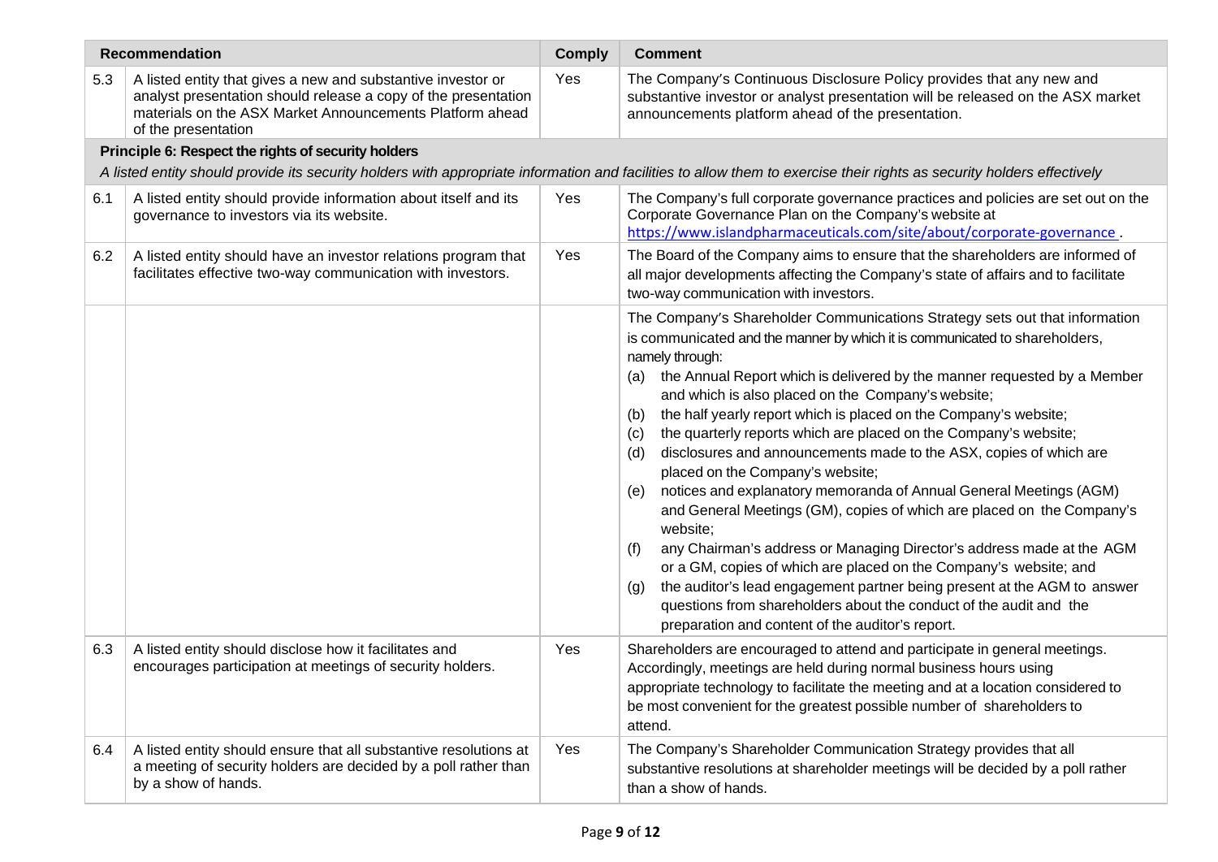| Recommendation | | Comply | Comment |
|---|---|---|---|
| 5.3 | A listed entity that gives a new and substantive investor or analyst presentation should release a copy of the presentation materials on the ASX Market Announcements Platform ahead of the presentation | Yes | The Company's Continuous Disclosure Policy provides that any new and substantive investor or analyst presentation will be released on the ASX market announcements platform ahead of the presentation. |
| **Principle 6: Respect the rights of security holders**<br>*A listed entity should provide its security holders with appropriate information and facilities to allow them to exercise their rights as security holders effectively* | | | |
| 6.1 | A listed entity should provide information about itself and its governance to investors via its website. | Yes | The Company's full corporate governance practices and policies are set out on the Corporate Governance Plan on the Company's website at https://www.islandpharmaceuticals.com/site/about/corporate-governance. |
| 6.2 | A listed entity should have an investor relations program that facilitates effective two-way communication with investors. | Yes | The Board of the Company aims to ensure that the shareholders are informed of all major developments affecting the Company's state of affairs and to facilitate two-way communication with investors. |
| | | | The Company's Shareholder Communications Strategy sets out that information is communicated and the manner by which it is communicated to shareholders, namely through:<br>(a) the Annual Report which is delivered by the manner requested by a Member and which is also placed on the Company's website;<br>(b) the half yearly report which is placed on the Company's website;<br>(c) the quarterly reports which are placed on the Company's website;<br>(d) disclosures and announcements made to the ASX, copies of which are placed on the Company's website;<br>(e) notices and explanatory memoranda of Annual General Meetings (AGM) and General Meetings (GM), copies of which are placed on the Company's website;<br>(f) any Chairman's address or Managing Director's address made at the AGM or a GM, copies of which are placed on the Company's website; and<br>(g) the auditor's lead engagement partner being present at the AGM to answer questions from shareholders about the conduct of the audit and the preparation and content of the auditor's report. |
| 6.3 | A listed entity should disclose how it facilitates and encourages participation at meetings of security holders. | Yes | Shareholders are encouraged to attend and participate in general meetings. Accordingly, meetings are held during normal business hours using appropriate technology to facilitate the meeting and at a location considered to be most convenient for the greatest possible number of shareholders to attend. |
| 6.4 | A listed entity should ensure that all substantive resolutions at a meeting of security holders are decided by a poll rather than by a show of hands. | Yes | The Company's Shareholder Communication Strategy provides that all substantive resolutions at shareholder meetings will be decided by a poll rather than a show of hands. |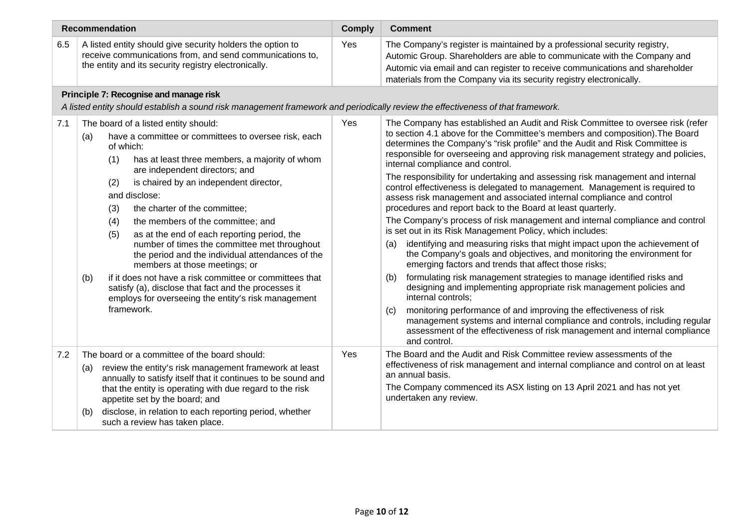| | Recommendation | Comply | Comment |
|---|---|---|---|
| 6.5 | A listed entity should give security holders the option to receive communications from, and send communications to, the entity and its security registry electronically. | Yes | The Company's register is maintained by a professional security registry, Automic Group. Shareholders are able to communicate with the Company and Automic via email and can register to receive communications and shareholder materials from the Company via its security registry electronically. |
| | **Principle 7: Recognise and manage risk**<br>*A listed entity should establish a sound risk management framework and periodically review the effectiveness of that framework.* | | |
| 7.1 | The board of a listed entity should:<br>(a) have a committee or committees to oversee risk, each of which:<br>(1) has at least three members, a majority of whom are independent directors; and<br>(2) is chaired by an independent director,<br>and disclose:<br>(3) the charter of the committee;<br>(4) the members of the committee; and<br>(5) as at the end of each reporting period, the number of times the committee met throughout the period and the individual attendances of the members at those meetings; or<br>(b) if it does not have a risk committee or committees that satisfy (a), disclose that fact and the processes it employs for overseeing the entity's risk management framework. | Yes | The Company has established an Audit and Risk Committee to oversee risk (refer to section 4.1 above for the Committee's members and composition).The Board determines the Company's "risk profile" and the Audit and Risk Committee is responsible for overseeing and approving risk management strategy and policies, internal compliance and control.<br>The responsibility for undertaking and assessing risk management and internal control effectiveness is delegated to management. Management is required to assess risk management and associated internal compliance and control procedures and report back to the Board at least quarterly.<br>The Company's process of risk management and internal compliance and control is set out in its Risk Management Policy, which includes:<br>(a) identifying and measuring risks that might impact upon the achievement of the Company's goals and objectives, and monitoring the environment for emerging factors and trends that affect those risks;<br>(b) formulating risk management strategies to manage identified risks and designing and implementing appropriate risk management policies and internal controls;<br>(c) monitoring performance of and improving the effectiveness of risk management systems and internal compliance and controls, including regular assessment of the effectiveness of risk management and internal compliance and control. |
| 7.2 | The board or a committee of the board should:<br>(a) review the entity's risk management framework at least annually to satisfy itself that it continues to be sound and that the entity is operating with due regard to the risk appetite set by the board; and<br>(b) disclose, in relation to each reporting period, whether such a review has taken place. | Yes | The Board and the Audit and Risk Committee review assessments of the effectiveness of risk management and internal compliance and control on at least an annual basis.<br>The Company commenced its ASX listing on 13 April 2021 and has not yet undertaken any review. |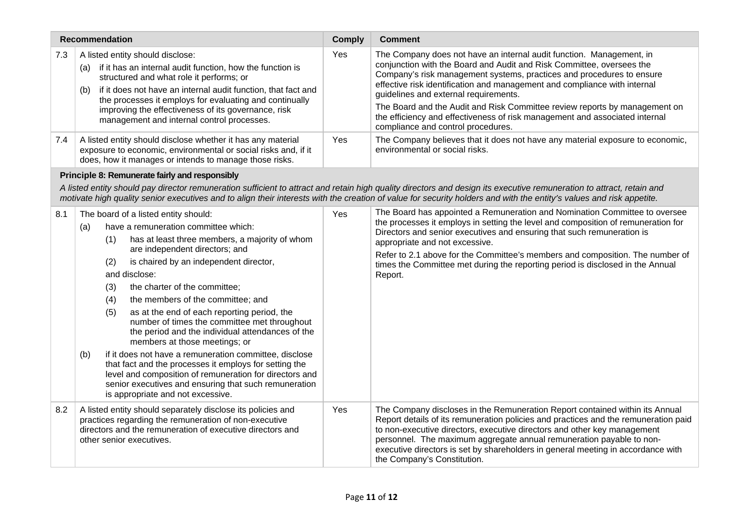| | Recommendation | Comply | Comment |
|---|---|---|---|
| 7.3 | A listed entity should disclose:<br>(a) if it has an internal audit function, how the function is structured and what role it performs; or<br>(b) if it does not have an internal audit function, that fact and the processes it employs for evaluating and continually improving the effectiveness of its governance, risk management and internal control processes. | Yes | The Company does not have an internal audit function. Management, in conjunction with the Board and Audit and Risk Committee, oversees the Company's risk management systems, practices and procedures to ensure effective risk identification and management and compliance with internal guidelines and external requirements.<br>The Board and the Audit and Risk Committee review reports by management on the efficiency and effectiveness of risk management and associated internal compliance and control procedures. |
| 7.4 | A listed entity should disclose whether it has any material exposure to economic, environmental or social risks and, if it does, how it manages or intends to manage those risks. | Yes | The Company believes that it does not have any material exposure to economic, environmental or social risks. |
| | **Principle 8: Remunerate fairly and responsibly**<br>*A listed entity should pay director remuneration sufficient to attract and retain high quality directors and design its executive remuneration to attract, retain and motivate high quality senior executives and to align their interests with the creation of value for security holders and with the entity's values and risk appetite.* | | |
| 8.1 | The board of a listed entity should:<br>(a) have a remuneration committee which:<br>(1) has at least three members, a majority of whom are independent directors; and<br>(2) is chaired by an independent director,<br>and disclose:<br>(3) the charter of the committee;<br>(4) the members of the committee; and<br>(5) as at the end of each reporting period, the number of times the committee met throughout the period and the individual attendances of the members at those meetings; or<br>(b) if it does not have a remuneration committee, disclose that fact and the processes it employs for setting the level and composition of remuneration for directors and senior executives and ensuring that such remuneration is appropriate and not excessive. | Yes | The Board has appointed a Remuneration and Nomination Committee to oversee the processes it employs in setting the level and composition of remuneration for Directors and senior executives and ensuring that such remuneration is appropriate and not excessive.<br>Refer to 2.1 above for the Committee's members and composition. The number of times the Committee met during the reporting period is disclosed in the Annual Report. |
| 8.2 | A listed entity should separately disclose its policies and practices regarding the remuneration of non-executive directors and the remuneration of executive directors and other senior executives. | Yes | The Company discloses in the Remuneration Report contained within its Annual Report details of its remuneration policies and practices and the remuneration paid to non-executive directors, executive directors and other key management personnel. The maximum aggregate annual remuneration payable to non-executive directors is set by shareholders in general meeting in accordance with the Company's Constitution. |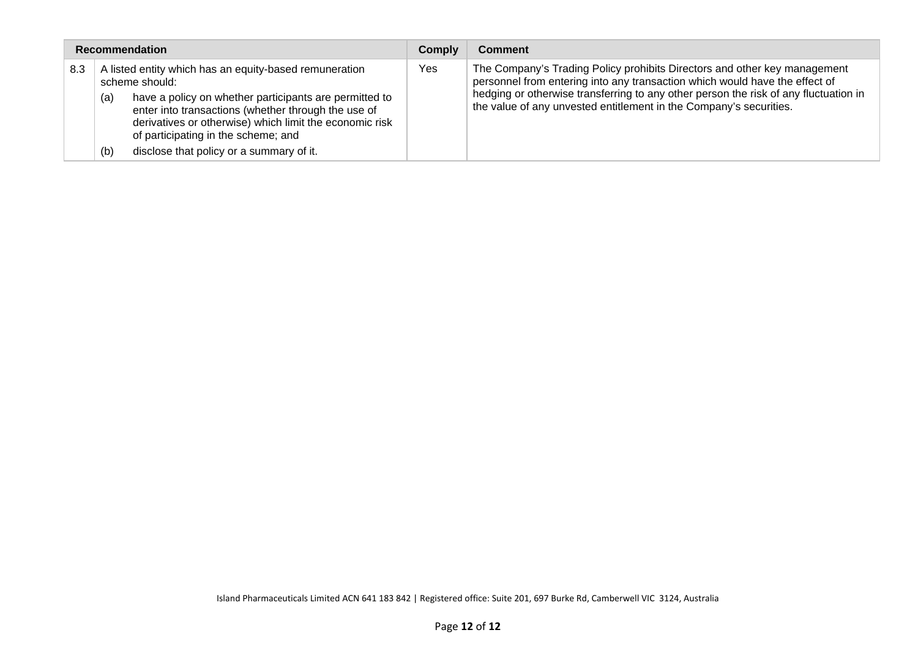| Recommendation | | Comply | Comment |
|---|---|---|---|
| 8.3 | A listed entity which has an equity-based remuneration scheme should:<br>(a) have a policy on whether participants are permitted to enter into transactions (whether through the use of derivatives or otherwise) which limit the economic risk of participating in the scheme; and<br>(b) disclose that policy or a summary of it. | Yes | The Company's Trading Policy prohibits Directors and other key management personnel from entering into any transaction which would have the effect of hedging or otherwise transferring to any other person the risk of any fluctuation in the value of any unvested entitlement in the Company's securities. |

Island Pharmaceuticals Limited ACN 641 183 842 | Registered office: Suite 201, 697 Burke Rd, Camberwell VIC 3124, Australia